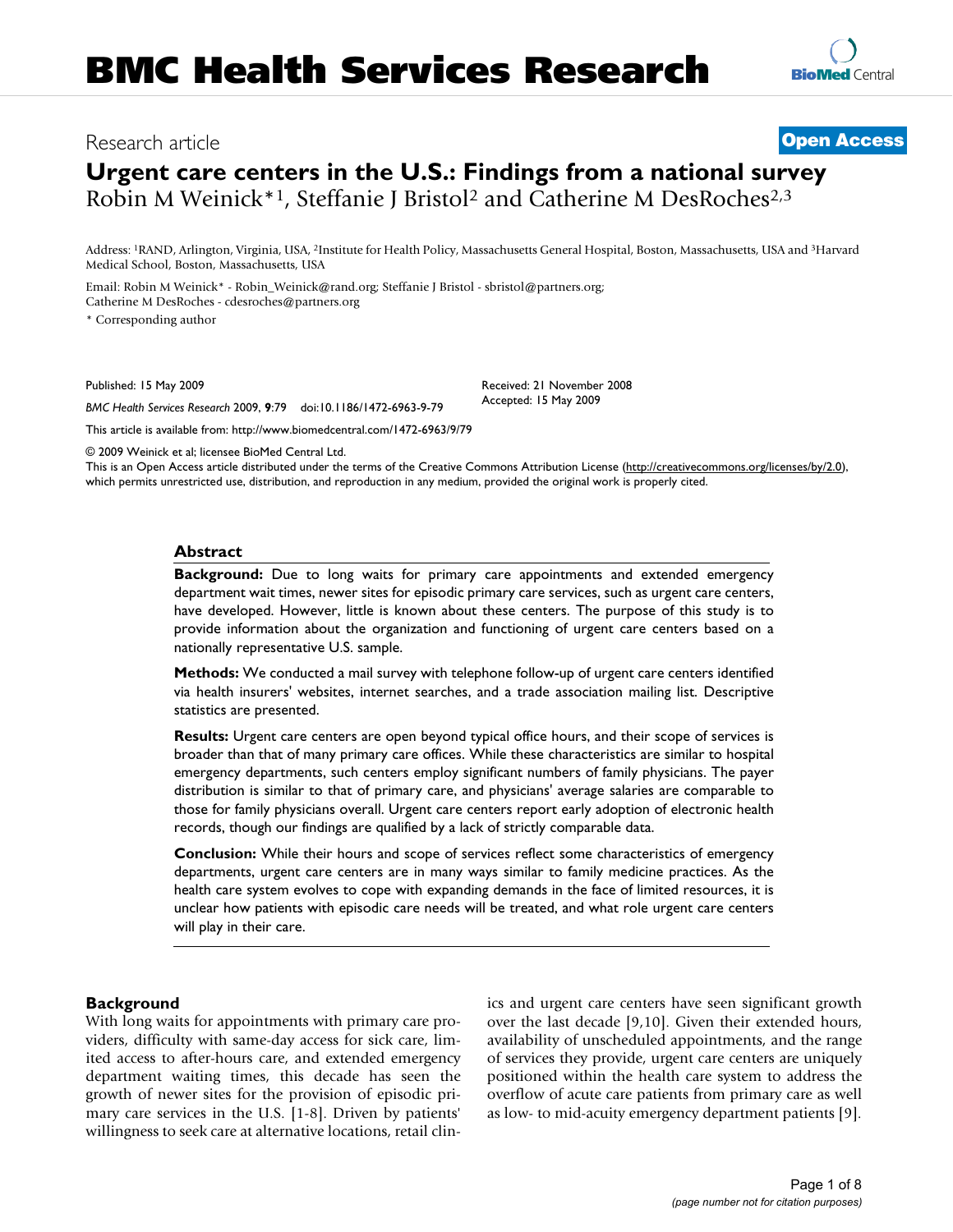# BMC Health Services Research

Research article

**Open Access**

## Urgent care centers in the U.S.: Findings from a national survey

Robin M Weinick*[1], Steffanie J Bristol[2] and Catherine M DesRoches[2,3]

Address: [1]RAND, Arlington, Virginia, USA, [2]Institute for Health Policy, Massachusetts General Hospital, Boston, Massachusetts, USA and [3]Harvard Medical School, Boston, Massachusetts, USA

Email: Robin M Weinick* - Robin_Weinick@rand.org; Steffanie J Bristol - sbristol@partners.org; Catherine M DesRoches - cdesroches@partners.org

* Corresponding author

Published: 15 May 2009

*BMC Health Services Research* 2009, **9**:79 doi:10.1186/1472-6963-9-79

Received: 21 November 2008
Accepted: 15 May 2009

This article is available from: http://www.biomedcentral.com/1472-6963/9/79

© 2009 Weinick et al; licensee BioMed Central Ltd.
This is an Open Access article distributed under the terms of the Creative Commons Attribution License (http://creativecommons.org/licenses/by/2.0), which permits unrestricted use, distribution, and reproduction in any medium, provided the original work is properly cited.

### Abstract

**Background:** Due to long waits for primary care appointments and extended emergency department wait times, newer sites for episodic primary care services, such as urgent care centers, have developed. However, little is known about these centers. The purpose of this study is to provide information about the organization and functioning of urgent care centers based on a nationally representative U.S. sample.

**Methods:** We conducted a mail survey with telephone follow-up of urgent care centers identified via health insurers' websites, internet searches, and a trade association mailing list. Descriptive statistics are presented.

**Results:** Urgent care centers are open beyond typical office hours, and their scope of services is broader than that of many primary care offices. While these characteristics are similar to hospital emergency departments, such centers employ significant numbers of family physicians. The payer distribution is similar to that of primary care, and physicians' average salaries are comparable to those for family physicians overall. Urgent care centers report early adoption of electronic health records, though our findings are qualified by a lack of strictly comparable data.

**Conclusion:** While their hours and scope of services reflect some characteristics of emergency departments, urgent care centers are in many ways similar to family medicine practices. As the health care system evolves to cope with expanding demands in the face of limited resources, it is unclear how patients with episodic care needs will be treated, and what role urgent care centers will play in their care.

### Background

With long waits for appointments with primary care providers, difficulty with same-day access for sick care, limited access to after-hours care, and extended emergency department waiting times, this decade has seen the growth of newer sites for the provision of episodic primary care services in the U.S. [1-8]. Driven by patients' willingness to seek care at alternative locations, retail clinics and urgent care centers have seen significant growth over the last decade [9,10]. Given their extended hours, availability of unscheduled appointments, and the range of services they provide, urgent care centers are uniquely positioned within the health care system to address the overflow of acute care patients from primary care as well as low- to mid-acuity emergency department patients [9].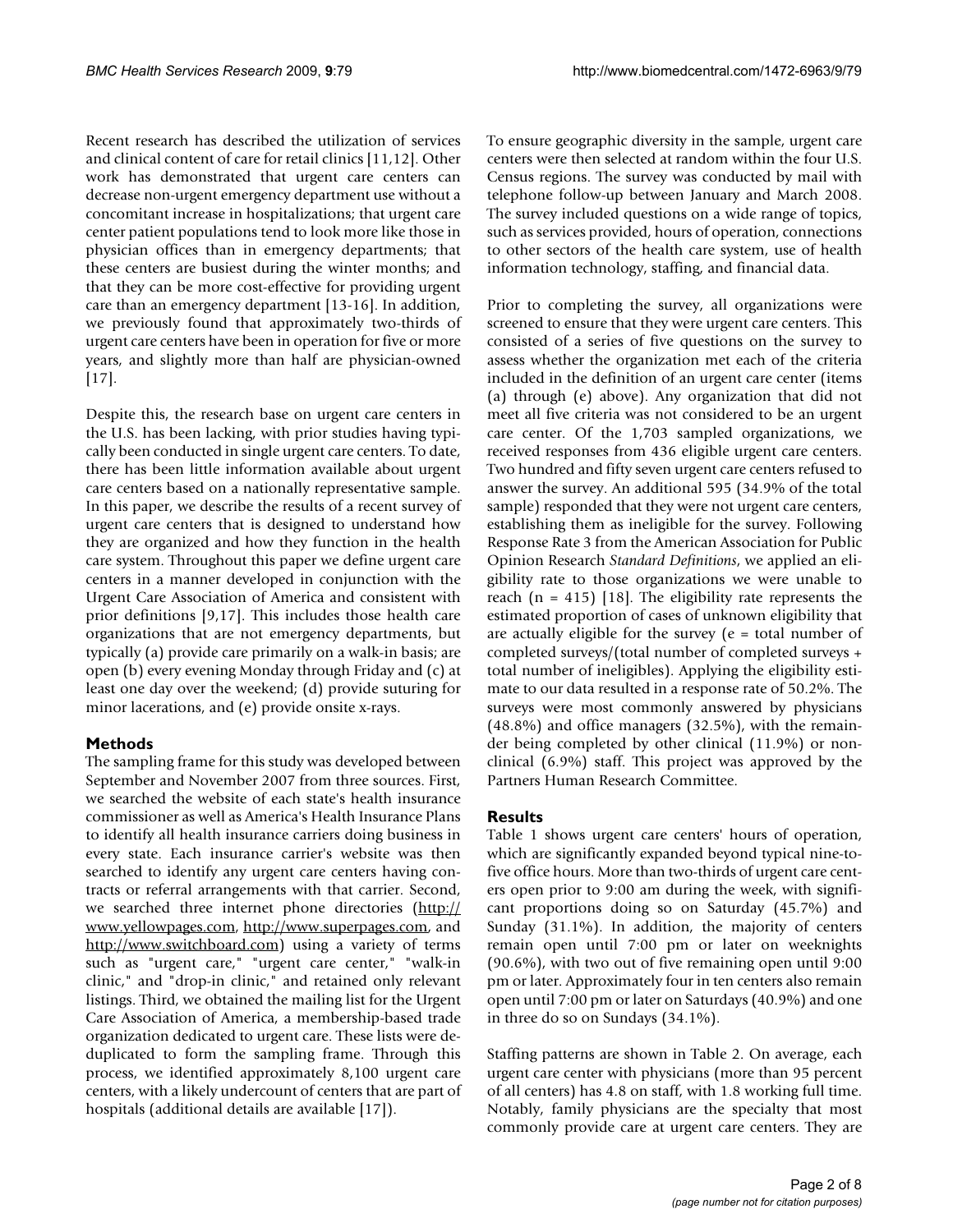Recent research has described the utilization of services and clinical content of care for retail clinics [11,12]. Other work has demonstrated that urgent care centers can decrease non-urgent emergency department use without a concomitant increase in hospitalizations; that urgent care center patient populations tend to look more like those in physician offices than in emergency departments; that these centers are busiest during the winter months; and that they can be more cost-effective for providing urgent care than an emergency department [13-16]. In addition, we previously found that approximately two-thirds of urgent care centers have been in operation for five or more years, and slightly more than half are physician-owned [17].

Despite this, the research base on urgent care centers in the U.S. has been lacking, with prior studies having typically been conducted in single urgent care centers. To date, there has been little information available about urgent care centers based on a nationally representative sample. In this paper, we describe the results of a recent survey of urgent care centers that is designed to understand how they are organized and how they function in the health care system. Throughout this paper we define urgent care centers in a manner developed in conjunction with the Urgent Care Association of America and consistent with prior definitions [9,17]. This includes those health care organizations that are not emergency departments, but typically (a) provide care primarily on a walk-in basis; are open (b) every evening Monday through Friday and (c) at least one day over the weekend; (d) provide suturing for minor lacerations, and (e) provide onsite x-rays.

## Methods

The sampling frame for this study was developed between September and November 2007 from three sources. First, we searched the website of each state's health insurance commissioner as well as America's Health Insurance Plans to identify all health insurance carriers doing business in every state. Each insurance carrier's website was then searched to identify any urgent care centers having contracts or referral arrangements with that carrier. Second, we searched three internet phone directories (http://www.yellowpages.com, http://www.superpages.com, and http://www.switchboard.com) using a variety of terms such as "urgent care," "urgent care center," "walk-in clinic," and "drop-in clinic," and retained only relevant listings. Third, we obtained the mailing list for the Urgent Care Association of America, a membership-based trade organization dedicated to urgent care. These lists were de-duplicated to form the sampling frame. Through this process, we identified approximately 8,100 urgent care centers, with a likely undercount of centers that are part of hospitals (additional details are available [17]).

To ensure geographic diversity in the sample, urgent care centers were then selected at random within the four U.S. Census regions. The survey was conducted by mail with telephone follow-up between January and March 2008. The survey included questions on a wide range of topics, such as services provided, hours of operation, connections to other sectors of the health care system, use of health information technology, staffing, and financial data.

Prior to completing the survey, all organizations were screened to ensure that they were urgent care centers. This consisted of a series of five questions on the survey to assess whether the organization met each of the criteria included in the definition of an urgent care center (items (a) through (e) above). Any organization that did not meet all five criteria was not considered to be an urgent care center. Of the 1,703 sampled organizations, we received responses from 436 eligible urgent care centers. Two hundred and fifty seven urgent care centers refused to answer the survey. An additional 595 (34.9% of the total sample) responded that they were not urgent care centers, establishing them as ineligible for the survey. Following Response Rate 3 from the American Association for Public Opinion Research *Standard Definitions*, we applied an eligibility rate to those organizations we were unable to reach (n = 415) [18]. The eligibility rate represents the estimated proportion of cases of unknown eligibility that are actually eligible for the survey (e = total number of completed surveys/(total number of completed surveys + total number of ineligibles). Applying the eligibility estimate to our data resulted in a response rate of 50.2%. The surveys were most commonly answered by physicians (48.8%) and office managers (32.5%), with the remainder being completed by other clinical (11.9%) or non-clinical (6.9%) staff. This project was approved by the Partners Human Research Committee.

## Results

Table 1 shows urgent care centers' hours of operation, which are significantly expanded beyond typical nine-to-five office hours. More than two-thirds of urgent care centers open prior to 9:00 am during the week, with significant proportions doing so on Saturday (45.7%) and Sunday (31.1%). In addition, the majority of centers remain open until 7:00 pm or later on weeknights (90.6%), with two out of five remaining open until 9:00 pm or later. Approximately four in ten centers also remain open until 7:00 pm or later on Saturdays (40.9%) and one in three do so on Sundays (34.1%).

Staffing patterns are shown in Table 2. On average, each urgent care center with physicians (more than 95 percent of all centers) has 4.8 on staff, with 1.8 working full time. Notably, family physicians are the specialty that most commonly provide care at urgent care centers. They are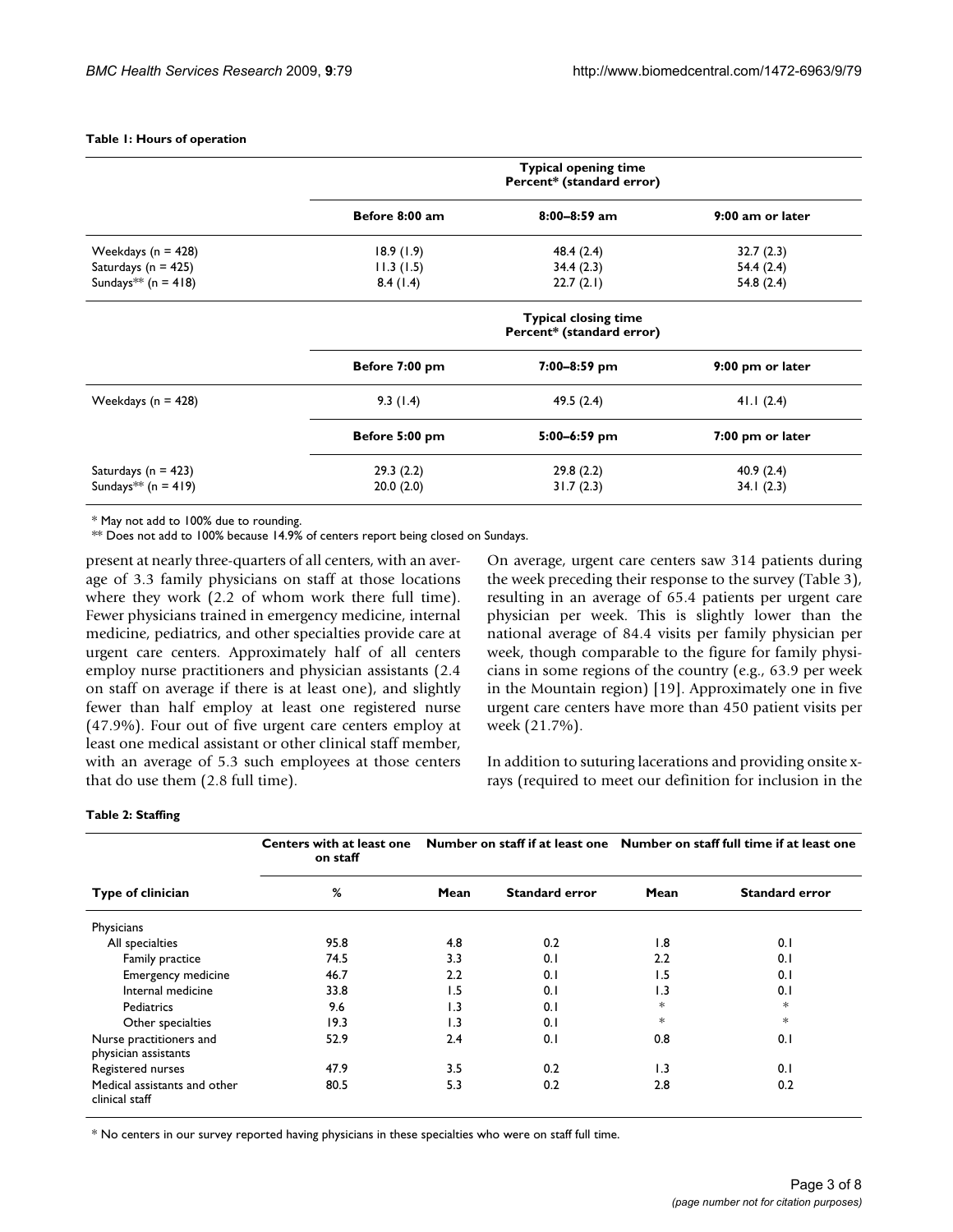**Table 1: Hours of operation**

| | Typical opening time Percent* (standard error) | | |
|---|---|---|---|
| | Before 8:00 am | 8:00–8:59 am | 9:00 am or later |
| Weekdays (n = 428) | 18.9 (1.9) | 48.4 (2.4) | 32.7 (2.3) |
| Saturdays (n = 425) | 11.3 (1.5) | 34.4 (2.3) | 54.4 (2.4) |
| Sundays** (n = 418) | 8.4 (1.4) | 22.7 (2.1) | 54.8 (2.4) |
| | **Typical closing time Percent* (standard error)** | | |
| | **Before 7:00 pm** | **7:00–8:59 pm** | **9:00 pm or later** |
| Weekdays (n = 428) | 9.3 (1.4) | 49.5 (2.4) | 41.1 (2.4) |
| | **Before 5:00 pm** | **5:00–6:59 pm** | **7:00 pm or later** |
| Saturdays (n = 423) | 29.3 (2.2) | 29.8 (2.2) | 40.9 (2.4) |
| Sundays** (n = 419) | 20.0 (2.0) | 31.7 (2.3) | 34.1 (2.3) |

* May not add to 100% due to rounding.
** Does not add to 100% because 14.9% of centers report being closed on Sundays.

present at nearly three-quarters of all centers, with an average of 3.3 family physicians on staff at those locations where they work (2.2 of whom work there full time). Fewer physicians trained in emergency medicine, internal medicine, pediatrics, and other specialties provide care at urgent care centers. Approximately half of all centers employ nurse practitioners and physician assistants (2.4 on staff on average if there is at least one), and slightly fewer than half employ at least one registered nurse (47.9%). Four out of five urgent care centers employ at least one medical assistant or other clinical staff member, with an average of 5.3 such employees at those centers that do use them (2.8 full time).

On average, urgent care centers saw 314 patients during the week preceding their response to the survey (Table 3), resulting in an average of 65.4 patients per urgent care physician per week. This is slightly lower than the national average of 84.4 visits per family physician per week, though comparable to the figure for family physicians in some regions of the country (e.g., 63.9 per week in the Mountain region) [19]. Approximately one in five urgent care centers have more than 450 patient visits per week (21.7%).

In addition to suturing lacerations and providing onsite x-rays (required to meet our definition for inclusion in the

**Table 2: Staffing**

| | Centers with at least one on staff | Number on staff if at least one | | Number on staff full time if at least one | |
|---|---|---|---|---|---|
| Type of clinician | % | Mean | Standard error | Mean | Standard error |
| Physicians | | | | | |
| All specialties | 95.8 | 4.8 | 0.2 | 1.8 | 0.1 |
| Family practice | 74.5 | 3.3 | 0.1 | 2.2 | 0.1 |
| Emergency medicine | 46.7 | 2.2 | 0.1 | 1.5 | 0.1 |
| Internal medicine | 33.8 | 1.5 | 0.1 | 1.3 | 0.1 |
| Pediatrics | 9.6 | 1.3 | 0.1 | * | * |
| Other specialties | 19.3 | 1.3 | 0.1 | * | * |
| Nurse practitioners and physician assistants | 52.9 | 2.4 | 0.1 | 0.8 | 0.1 |
| Registered nurses | 47.9 | 3.5 | 0.2 | 1.3 | 0.1 |
| Medical assistants and other clinical staff | 80.5 | 5.3 | 0.2 | 2.8 | 0.2 |

* No centers in our survey reported having physicians in these specialties who were on staff full time.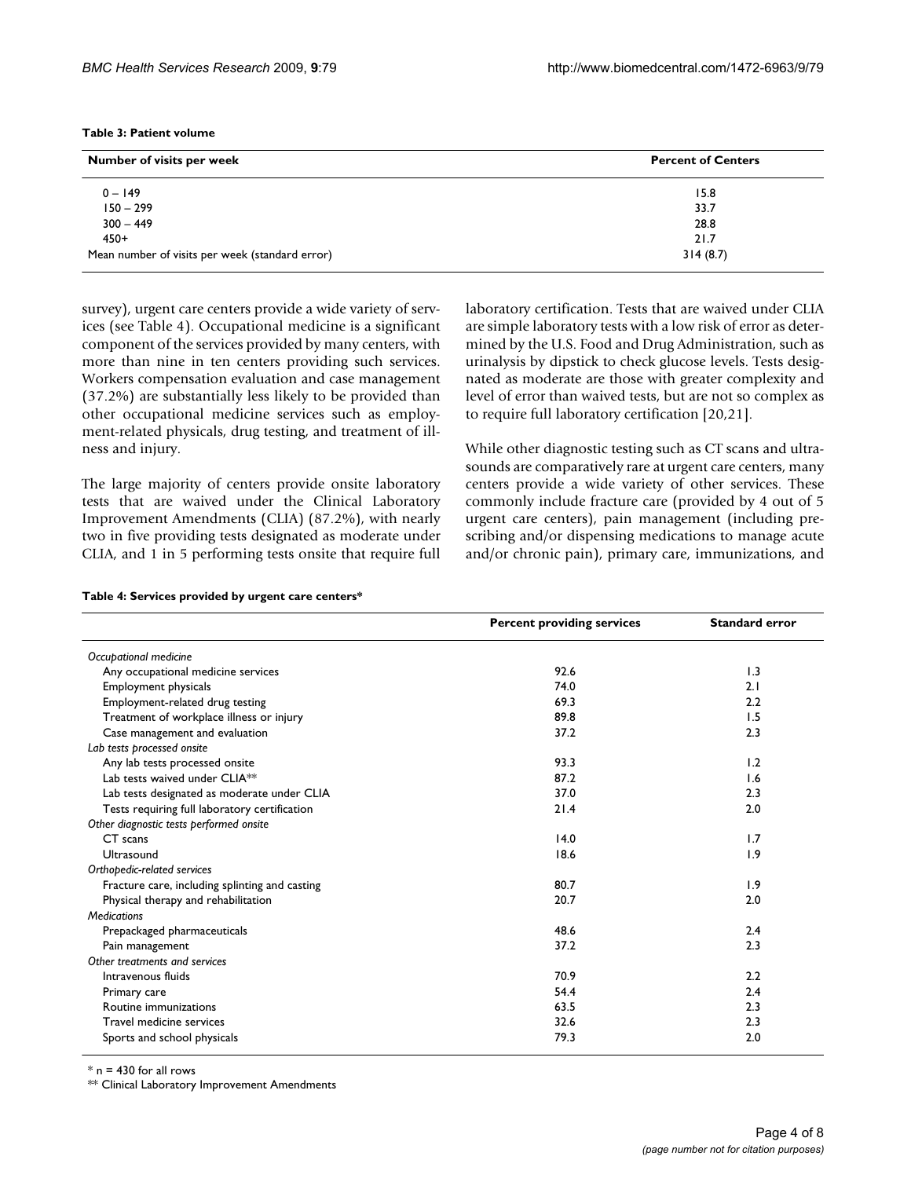**Table 3: Patient volume**

| Number of visits per week | Percent of Centers |
| --- | --- |
| 0 – 149 | 15.8 |
| 150 – 299 | 33.7 |
| 300 – 449 | 28.8 |
| 450+ | 21.7 |
| Mean number of visits per week (standard error) | 314 (8.7) |

survey), urgent care centers provide a wide variety of services (see Table 4). Occupational medicine is a significant component of the services provided by many centers, with more than nine in ten centers providing such services. Workers compensation evaluation and case management (37.2%) are substantially less likely to be provided than other occupational medicine services such as employment-related physicals, drug testing, and treatment of illness and injury.

The large majority of centers provide onsite laboratory tests that are waived under the Clinical Laboratory Improvement Amendments (CLIA) (87.2%), with nearly two in five providing tests designated as moderate under CLIA, and 1 in 5 performing tests onsite that require full laboratory certification. Tests that are waived under CLIA are simple laboratory tests with a low risk of error as determined by the U.S. Food and Drug Administration, such as urinalysis by dipstick to check glucose levels. Tests designated as moderate are those with greater complexity and level of error than waived tests, but are not so complex as to require full laboratory certification [20,21].

While other diagnostic testing such as CT scans and ultrasounds are comparatively rare at urgent care centers, many centers provide a wide variety of other services. These commonly include fracture care (provided by 4 out of 5 urgent care centers), pain management (including prescribing and/or dispensing medications to manage acute and/or chronic pain), primary care, immunizations, and

**Table 4: Services provided by urgent care centers***

| | Percent providing services | Standard error |
| --- | --- | --- |
| *Occupational medicine* | | |
| Any occupational medicine services | 92.6 | 1.3 |
| Employment physicals | 74.0 | 2.1 |
| Employment-related drug testing | 69.3 | 2.2 |
| Treatment of workplace illness or injury | 89.8 | 1.5 |
| Case management and evaluation | 37.2 | 2.3 |
| *Lab tests processed onsite* | | |
| Any lab tests processed onsite | 93.3 | 1.2 |
| Lab tests waived under CLIA** | 87.2 | 1.6 |
| Lab tests designated as moderate under CLIA | 37.0 | 2.3 |
| Tests requiring full laboratory certification | 21.4 | 2.0 |
| *Other diagnostic tests performed onsite* | | |
| CT scans | 14.0 | 1.7 |
| Ultrasound | 18.6 | 1.9 |
| *Orthopedic-related services* | | |
| Fracture care, including splinting and casting | 80.7 | 1.9 |
| Physical therapy and rehabilitation | 20.7 | 2.0 |
| *Medications* | | |
| Prepackaged pharmaceuticals | 48.6 | 2.4 |
| Pain management | 37.2 | 2.3 |
| *Other treatments and services* | | |
| Intravenous fluids | 70.9 | 2.2 |
| Primary care | 54.4 | 2.4 |
| Routine immunizations | 63.5 | 2.3 |
| Travel medicine services | 32.6 | 2.3 |
| Sports and school physicals | 79.3 | 2.0 |

* n = 430 for all rows

** Clinical Laboratory Improvement Amendments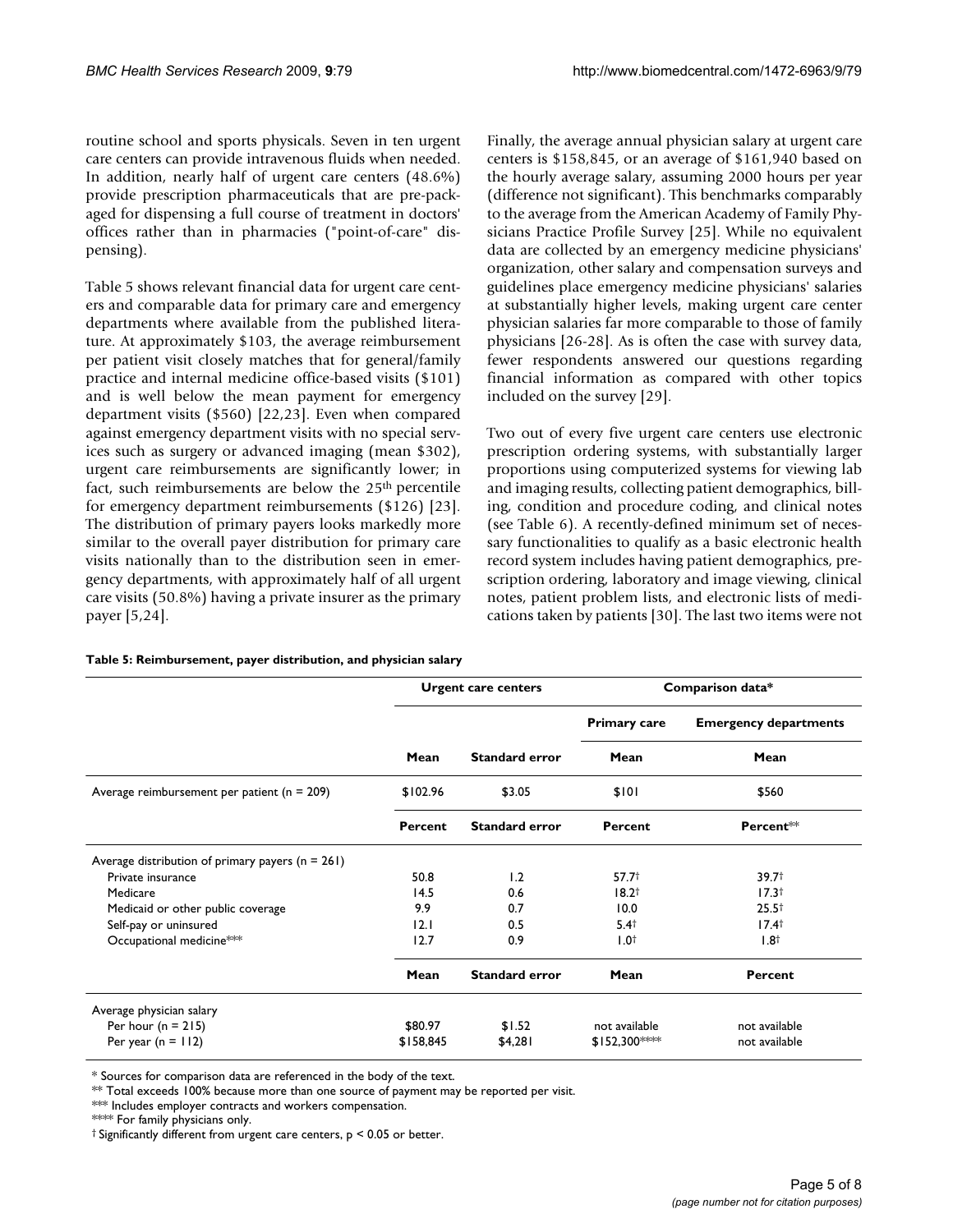routine school and sports physicals. Seven in ten urgent care centers can provide intravenous fluids when needed. In addition, nearly half of urgent care centers (48.6%) provide prescription pharmaceuticals that are pre-packaged for dispensing a full course of treatment in doctors' offices rather than in pharmacies ("point-of-care" dispensing).

Table 5 shows relevant financial data for urgent care centers and comparable data for primary care and emergency departments where available from the published literature. At approximately $103, the average reimbursement per patient visit closely matches that for general/family practice and internal medicine office-based visits ($101) and is well below the mean payment for emergency department visits ($560) [22,23]. Even when compared against emergency department visits with no special services such as surgery or advanced imaging (mean $302), urgent care reimbursements are significantly lower; in fact, such reimbursements are below the 25th percentile for emergency department reimbursements ($126) [23]. The distribution of primary payers looks markedly more similar to the overall payer distribution for primary care visits nationally than to the distribution seen in emergency departments, with approximately half of all urgent care visits (50.8%) having a private insurer as the primary payer [5,24].

Finally, the average annual physician salary at urgent care centers is $158,845, or an average of $161,940 based on the hourly average salary, assuming 2000 hours per year (difference not significant). This benchmarks comparably to the average from the American Academy of Family Physicians Practice Profile Survey [25]. While no equivalent data are collected by an emergency medicine physicians' organization, other salary and compensation surveys and guidelines place emergency medicine physicians' salaries at substantially higher levels, making urgent care center physician salaries far more comparable to those of family physicians [26-28]. As is often the case with survey data, fewer respondents answered our questions regarding financial information as compared with other topics included on the survey [29].

Two out of every five urgent care centers use electronic prescription ordering systems, with substantially larger proportions using computerized systems for viewing lab and imaging results, collecting patient demographics, billing, condition and procedure coding, and clinical notes (see Table 6). A recently-defined minimum set of necessary functionalities to qualify as a basic electronic health record system includes having patient demographics, prescription ordering, laboratory and image viewing, clinical notes, patient problem lists, and electronic lists of medications taken by patients [30]. The last two items were not

**Table 5: Reimbursement, payer distribution, and physician salary**

| | Urgent care centers | | Comparison data* | |
|---|---|---|---|---|
| | | | Primary care | Emergency departments |
| | Mean | Standard error | Mean | Mean |
| Average reimbursement per patient (n = 209) | $102.96 | $3.05 | $101 | $560 |
| | Percent | Standard error | Percent | Percent** |
| Average distribution of primary payers (n = 261) | | | | |
| Private insurance | 50.8 | 1.2 | 57.7† | 39.7† |
| Medicare | 14.5 | 0.6 | 18.2† | 17.3† |
| Medicaid or other public coverage | 9.9 | 0.7 | 10.0 | 25.5† |
| Self-pay or uninsured | 12.1 | 0.5 | 5.4† | 17.4† |
| Occupational medicine*** | 12.7 | 0.9 | 1.0† | 1.8† |
| | Mean | Standard error | Mean | Percent |
| Average physician salary | | | | |
| Per hour (n = 215) | $80.97 | $1.52 | not available | not available |
| Per year (n = 112) | $158,845 | $4,281 | $152,300**** | not available |

\* Sources for comparison data are referenced in the body of the text.
** Total exceeds 100% because more than one source of payment may be reported per visit.
*** Includes employer contracts and workers compensation.
**** For family physicians only.
† Significantly different from urgent care centers, $p < 0.05$ or better.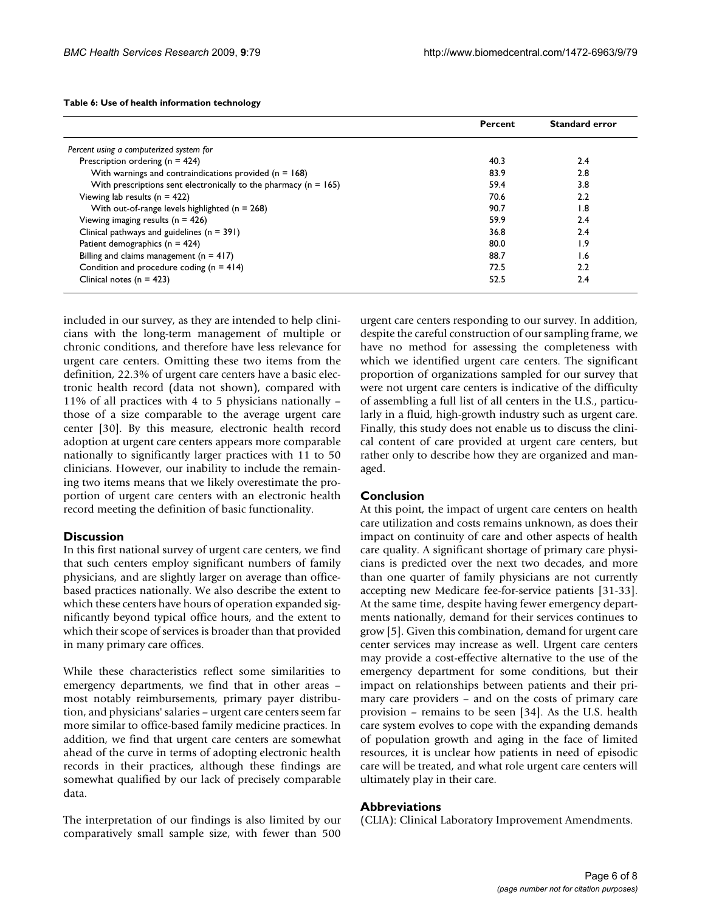**Table 6: Use of health information technology**

| | Percent | Standard error |
|---|---|---|
| *Percent using a computerized system for* | | |
| Prescription ordering (n = 424) | 40.3 | 2.4 |
| With warnings and contraindications provided (n = 168) | 83.9 | 2.8 |
| With prescriptions sent electronically to the pharmacy (n = 165) | 59.4 | 3.8 |
| Viewing lab results (n = 422) | 70.6 | 2.2 |
| With out-of-range levels highlighted (n = 268) | 90.7 | 1.8 |
| Viewing imaging results (n = 426) | 59.9 | 2.4 |
| Clinical pathways and guidelines (n = 391) | 36.8 | 2.4 |
| Patient demographics (n = 424) | 80.0 | 1.9 |
| Billing and claims management (n = 417) | 88.7 | 1.6 |
| Condition and procedure coding (n = 414) | 72.5 | 2.2 |
| Clinical notes (n = 423) | 52.5 | 2.4 |

included in our survey, as they are intended to help clinicians with the long-term management of multiple or chronic conditions, and therefore have less relevance for urgent care centers. Omitting these two items from the definition, 22.3% of urgent care centers have a basic electronic health record (data not shown), compared with 11% of all practices with 4 to 5 physicians nationally – those of a size comparable to the average urgent care center [30]. By this measure, electronic health record adoption at urgent care centers appears more comparable nationally to significantly larger practices with 11 to 50 clinicians. However, our inability to include the remaining two items means that we likely overestimate the proportion of urgent care centers with an electronic health record meeting the definition of basic functionality.

## Discussion

In this first national survey of urgent care centers, we find that such centers employ significant numbers of family physicians, and are slightly larger on average than office-based practices nationally. We also describe the extent to which these centers have hours of operation expanded significantly beyond typical office hours, and the extent to which their scope of services is broader than that provided in many primary care offices.

While these characteristics reflect some similarities to emergency departments, we find that in other areas – most notably reimbursements, primary payer distribution, and physicians' salaries – urgent care centers seem far more similar to office-based family medicine practices. In addition, we find that urgent care centers are somewhat ahead of the curve in terms of adopting electronic health records in their practices, although these findings are somewhat qualified by our lack of precisely comparable data.

The interpretation of our findings is also limited by our comparatively small sample size, with fewer than 500 urgent care centers responding to our survey. In addition, despite the careful construction of our sampling frame, we have no method for assessing the completeness with which we identified urgent care centers. The significant proportion of organizations sampled for our survey that were not urgent care centers is indicative of the difficulty of assembling a full list of all centers in the U.S., particularly in a fluid, high-growth industry such as urgent care. Finally, this study does not enable us to discuss the clinical content of care provided at urgent care centers, but rather only to describe how they are organized and managed.

## Conclusion

At this point, the impact of urgent care centers on health care utilization and costs remains unknown, as does their impact on continuity of care and other aspects of health care quality. A significant shortage of primary care physicians is predicted over the next two decades, and more than one quarter of family physicians are not currently accepting new Medicare fee-for-service patients [31-33]. At the same time, despite having fewer emergency departments nationally, demand for their services continues to grow [5]. Given this combination, demand for urgent care center services may increase as well. Urgent care centers may provide a cost-effective alternative to the use of the emergency department for some conditions, but their impact on relationships between patients and their primary care providers – and on the costs of primary care provision – remains to be seen [34]. As the U.S. health care system evolves to cope with the expanding demands of population growth and aging in the face of limited resources, it is unclear how patients in need of episodic care will be treated, and what role urgent care centers will ultimately play in their care.

## Abbreviations

(CLIA): Clinical Laboratory Improvement Amendments.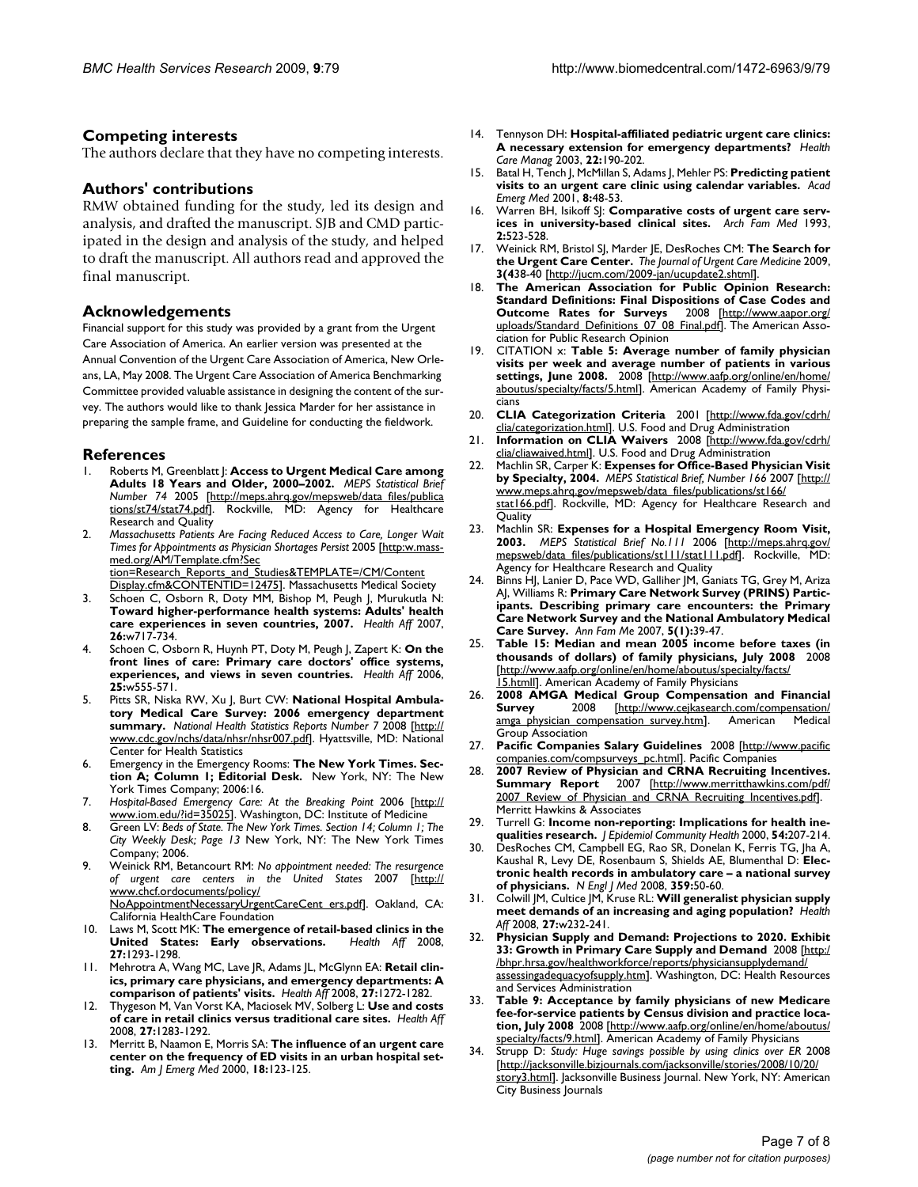## Competing interests

The authors declare that they have no competing interests.

## Authors' contributions

RMW obtained funding for the study, led its design and analysis, and drafted the manuscript. SJB and CMD participated in the design and analysis of the study, and helped to draft the manuscript. All authors read and approved the final manuscript.

## Acknowledgements

Financial support for this study was provided by a grant from the Urgent Care Association of America. An earlier version was presented at the Annual Convention of the Urgent Care Association of America, New Orleans, LA, May 2008. The Urgent Care Association of America Benchmarking Committee provided valuable assistance in designing the content of the survey. The authors would like to thank Jessica Marder for her assistance in preparing the sample frame, and Guideline for conducting the fieldwork.

## References

1. Roberts M, Greenblatt J: **Access to Urgent Medical Care among Adults 18 Years and Older, 2000–2002.** *MEPS Statistical Brief Number 74* 2005 [http://meps.ahrq.gov/mepsweb/data_files/publications/st74/stat74.pdf]. Rockville, MD: Agency for Healthcare Research and Quality
2. *Massachusetts Patients Are Facing Reduced Access to Care, Longer Wait Times for Appointments as Physician Shortages Persist* 2005 [http:w.massmed.org/AM/Template.cfm?Section=Research_Reports_and_Studies&TEMPLATE=/CM/ContentDisplay.cfm&CONTENTID=12475]. Massachusetts Medical Society
3. Schoen C, Osborn R, Doty MM, Bishop M, Peugh J, Murukutla N: **Toward higher-performance health systems: Adults' health care experiences in seven countries, 2007.** *Health Aff* 2007, **26:**w717-734.
4. Schoen C, Osborn R, Huynh PT, Doty M, Peugh J, Zapert K: **On the front lines of care: Primary care doctors' office systems, experiences, and views in seven countries.** *Health Aff* 2006, **25:**w555-571.
5. Pitts SR, Niska RW, Xu J, Burt CW: **National Hospital Ambulatory Medical Care Survey: 2006 emergency department summary.** *National Health Statistics Reports Number 7* 2008 [http://www.cdc.gov/nchs/data/nhsr/nhsr007.pdf]. Hyattsville, MD: National Center for Health Statistics
6. Emergency in the Emergency Rooms: **The New York Times. Section A; Column 1; Editorial Desk.** New York, NY: The New York Times Company; 2006:16.
7. *Hospital-Based Emergency Care: At the Breaking Point* 2006 [http://www.iom.edu/?id=35025]. Washington, DC: Institute of Medicine
8. Green LV: *Beds of State. The New York Times. Section 14; Column 1; The City Weekly Desk; Page 13* New York, NY: The New York Times Company; 2006.
9. Weinick RM, Betancourt RM: *No appointment needed: The resurgence of urgent care centers in the United States* 2007 [http://www.chcf.ordocuments/policy/NoAppointmentNecessaryUrgentCareCent ers.pdf]. Oakland, CA: California HealthCare Foundation
10. Laws M, Scott MK: **The emergence of retail-based clinics in the United States: Early observations.** *Health Aff* 2008, **27:**1293-1298.
11. Mehrotra A, Wang MC, Lave JR, Adams JL, McGlynn EA: **Retail clinics, primary care physicians, and emergency departments: A comparison of patients' visits.** *Health Aff* 2008, **27:**1272-1282.
12. Thygeson M, Van Vorst KA, Maciosek MV, Solberg L: **Use and costs of care in retail clinics versus traditional care sites.** *Health Aff* 2008, **27:**1283-1292.
13. Merritt B, Naamon E, Morris SA: **The influence of an urgent care center on the frequency of ED visits in an urban hospital setting.** *Am J Emerg Med* 2000, **18:**123-125.
14. Tennyson DH: **Hospital-affiliated pediatric urgent care clinics: A necessary extension for emergency departments?** *Health Care Manag* 2003, **22:**190-202.
15. Batal H, Tench J, McMillan S, Adams J, Mehler PS: **Predicting patient visits to an urgent care clinic using calendar variables.** *Acad Emerg Med* 2001, **8:**48-53.
16. Warren BH, Isikoff SJ: **Comparative costs of urgent care services in university-based clinical sites.** *Arch Fam Med* 1993, **2:**523-528.
17. Weinick RM, Bristol SJ, Marder JE, DesRoches CM: **The Search for the Urgent Care Center.** *The Journal of Urgent Care Medicine* 2009, **3(4**38-40 [http://jucm.com/2009-jan/ucupdate2.shtml].
18. **The American Association for Public Opinion Research: Standard Definitions: Final Dispositions of Case Codes and Outcome Rates for Surveys** 2008 [http://www.aapor.org/uploads/Standard_Definitions_07_08_Final.pdf]. The American Association for Public Research Opinion
19. CITATION x: **Table 5: Average number of family physician visits per week and average number of patients in various settings, June 2008.** 2008 [http://www.aafp.org/online/en/home/aboutus/specialty/facts/5.html]. American Academy of Family Physicians
20. **CLIA Categorization Criteria** 2001 [http://www.fda.gov/cdrh/clia/categorization.html]. U.S. Food and Drug Administration
21. **Information on CLIA Waivers** 2008 [http://www.fda.gov/cdrh/clia/cliawaived.html]. U.S. Food and Drug Administration
22. Machlin SR, Carper K: **Expenses for Office-Based Physician Visit by Specialty, 2004.** *MEPS Statistical Brief, Number 166* 2007 [http://www.meps.ahrq.gov/mepsweb/data_files/publications/st166/stat166.pdf]. Rockville, MD: Agency for Healthcare Research and Quality
23. Machlin SR: **Expenses for a Hospital Emergency Room Visit, 2003.** *MEPS Statistical Brief No.111* 2006 [http://meps.ahrq.gov/mepsweb/data_files/publications/st111/stat111.pdf]. Rockville, MD: Agency for Healthcare Research and Quality
24. Binns HJ, Lanier D, Pace WD, Galliher JM, Ganiats TG, Grey M, Ariza AJ, Williams R: **Primary Care Network Survey (PRINS) Participants. Describing primary care encounters: the Primary Care Network Survey and the National Ambulatory Medical Care Survey.** *Ann Fam Me* 2007, **5(1):**39-47.
25. **Table 15: Median and mean 2005 income before taxes (in thousands of dollars) of family physicians, July 2008** 2008 [http://www.aafp.org/online/en/home/aboutus/specialty/facts/15.htmll]. American Academy of Family Physicians
26. **2008 AMGA Medical Group Compensation and Financial Survey** 2008 [http://www.cejkasearch.com/compensation/amga_physician_compensation_survey.htm]. American Medical Group Association
27. **Pacific Companies Salary Guidelines** 2008 [http://www.pacificcompanies.com/compsurveys_pc.html]. Pacific Companies
28. **2007 Review of Physician and CRNA Recruiting Incentives. Summary Report** 2007 [http://www.merritthawkins.com/pdf/2007_Review_of_Physician_and_CRNA_Recruiting_Incentives.pdf]. Merritt Hawkins & Associates
29. Turrell G: **Income non-reporting: Implications for health inequalities research.** *J Epidemiol Community Health* 2000, **54:**207-214.
30. DesRoches CM, Campbell EG, Rao SR, Donelan K, Ferris TG, Jha A, Kaushal R, Levy DE, Rosenbaum S, Shields AE, Blumenthal D: **Electronic health records in ambulatory care – a national survey of physicians.** *N Engl J Med* 2008, **359:**50-60.
31. Colwill JM, Cultice JM, Kruse RL: **Will generalist physician supply meet demands of an increasing and aging population?** *Health Aff* 2008, **27:**w232-241.
32. **Physician Supply and Demand: Projections to 2020. Exhibit 33: Growth in Primary Care Supply and Demand** 2008 [http://bhpr.hrsa.gov/healthworkforce/reports/physiciansupplydemand/assessingadequacyofsupply.htm]. Washington, DC: Health Resources and Services Administration
33. **Table 9: Acceptance by family physicians of new Medicare fee-for-service patients by Census division and practice location, July 2008** 2008 [http://www.aafp.org/online/en/home/aboutus/specialty/facts/9.html]. American Academy of Family Physicians
34. Strupp D: *Study: Huge savings possible by using clinics over ER* 2008 [http://jacksonville.bizjournals.com/jacksonville/stories/2008/10/20/story3.html]. Jacksonville Business Journal. New York, NY: American City Business Journals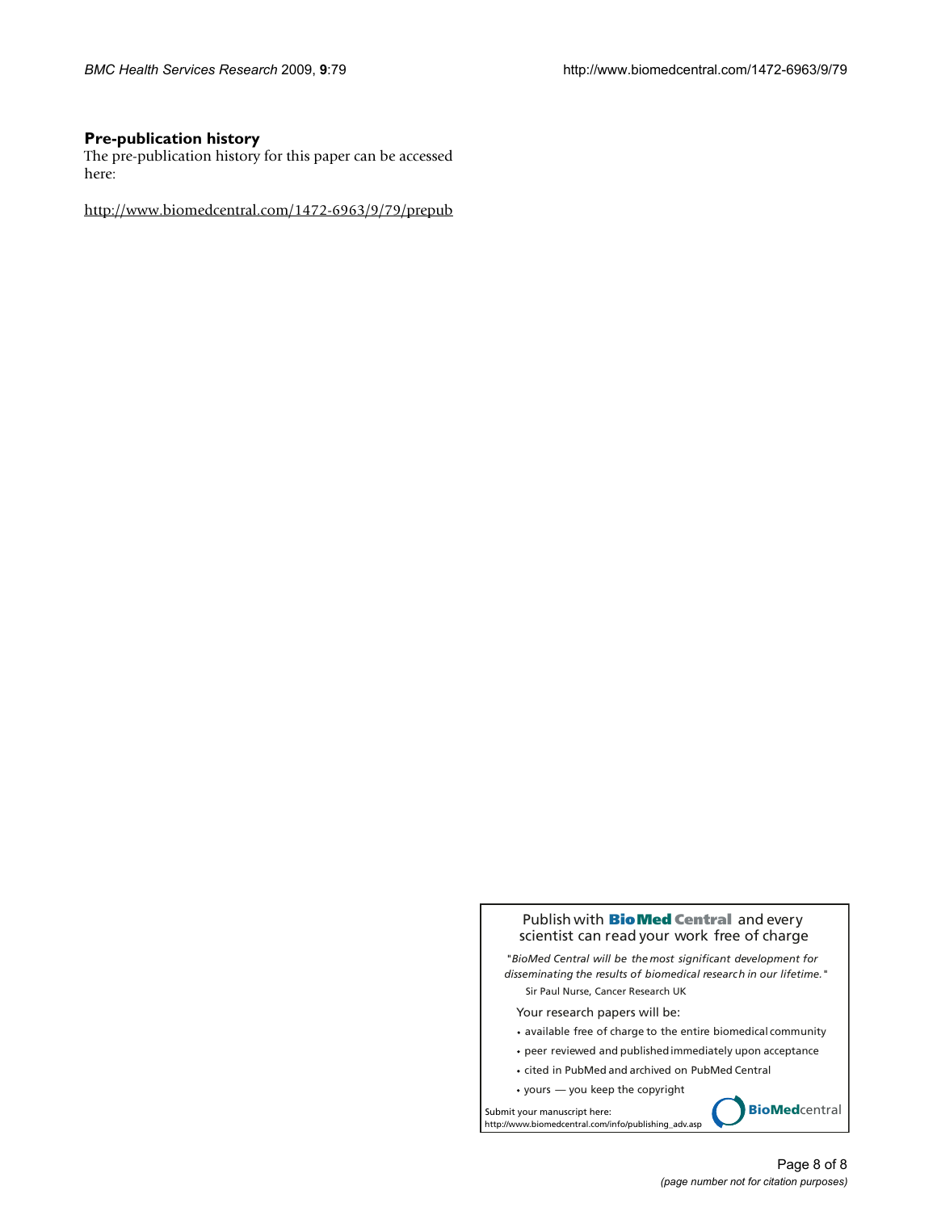## Pre-publication history

The pre-publication history for this paper can be accessed here:

http://www.biomedcentral.com/1472-6963/9/79/prepub

Publish with **BioMed Central** and every scientist can read your work free of charge

*"BioMed Central will be the most significant development for disseminating the results of biomedical research in our lifetime."*

Sir Paul Nurse, Cancer Research UK

Your research papers will be:

- available free of charge to the entire biomedical community
- peer reviewed and published immediately upon acceptance
- cited in PubMed and archived on PubMed Central
- yours — you keep the copyright

Submit your manuscript here:
http://www.biomedcentral.com/info/publishing_adv.asp

**BioMed**central